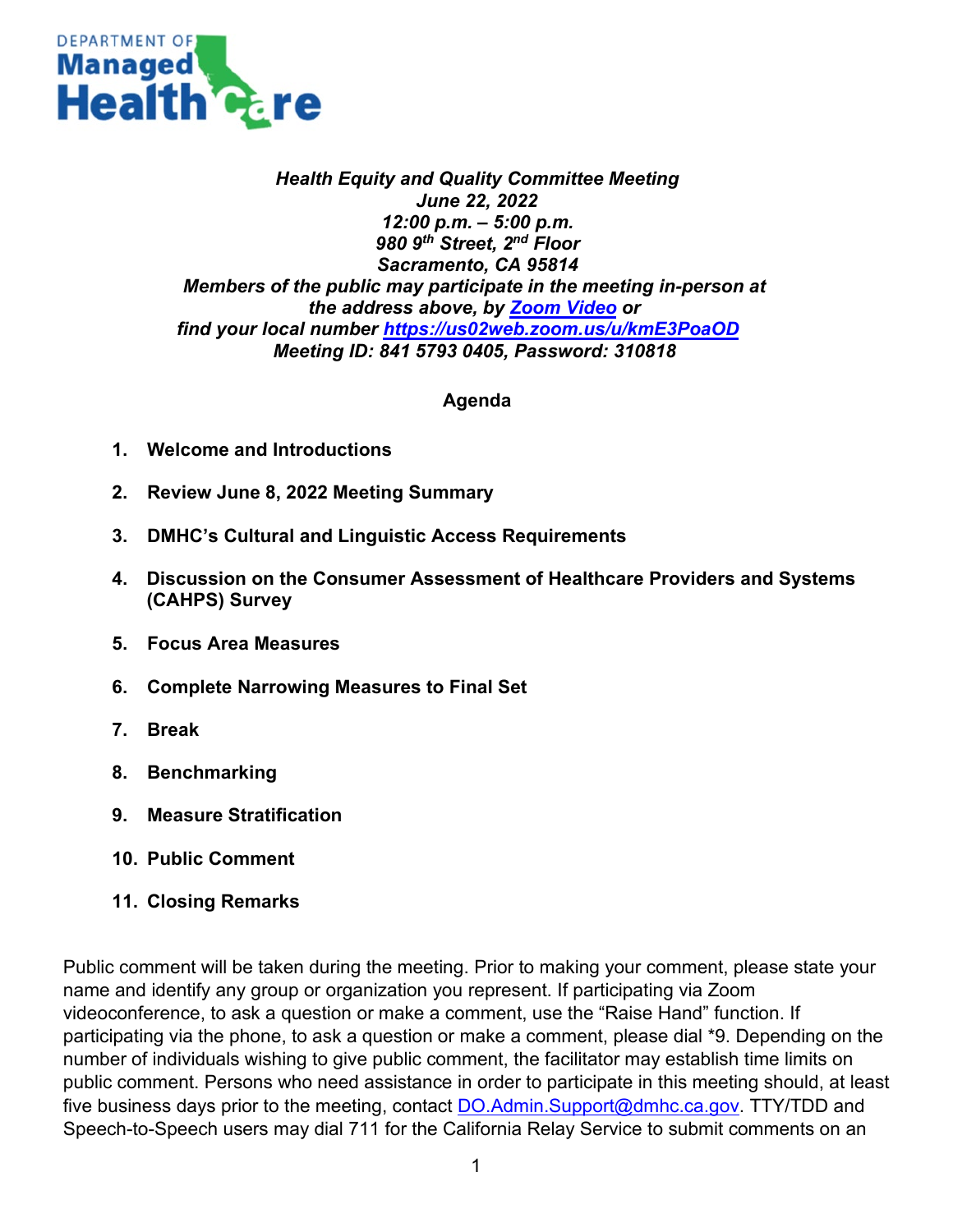DEPARTMENT OF **Managed Health Care**

***Health Equity and Quality Committee Meeting***
***June 22, 2022***
***12:00 p.m. – 5:00 p.m.***
***980 9th Street, 2nd Floor***
***Sacramento, CA 95814***
***Members of the public may participate in the meeting in-person at the address above, by [Zoom Video](#) or find your local number [https://us02web.zoom.us/u/kmE3PoaOD](https://us02web.zoom.us/u/kmE3PoaOD)***
***Meeting ID: 841 5793 0405, Password: 310818***

**Agenda**

1. **Welcome and Introductions**
2. **Review June 8, 2022 Meeting Summary**
3. **DMHC's Cultural and Linguistic Access Requirements**
4. **Discussion on the Consumer Assessment of Healthcare Providers and Systems (CAHPS) Survey**
5. **Focus Area Measures**
6. **Complete Narrowing Measures to Final Set**
7. **Break**
8. **Benchmarking**
9. **Measure Stratification**
10. **Public Comment**
11. **Closing Remarks**

Public comment will be taken during the meeting. Prior to making your comment, please state your name and identify any group or organization you represent. If participating via Zoom videoconference, to ask a question or make a comment, use the "Raise Hand" function. If participating via the phone, to ask a question or make a comment, please dial *9. Depending on the number of individuals wishing to give public comment, the facilitator may establish time limits on public comment. Persons who need assistance in order to participate in this meeting should, at least five business days prior to the meeting, contact [DO.Admin.Support@dmhc.ca.gov](mailto:DO.Admin.Support@dmhc.ca.gov). TTY/TDD and Speech-to-Speech users may dial 711 for the California Relay Service to submit comments on an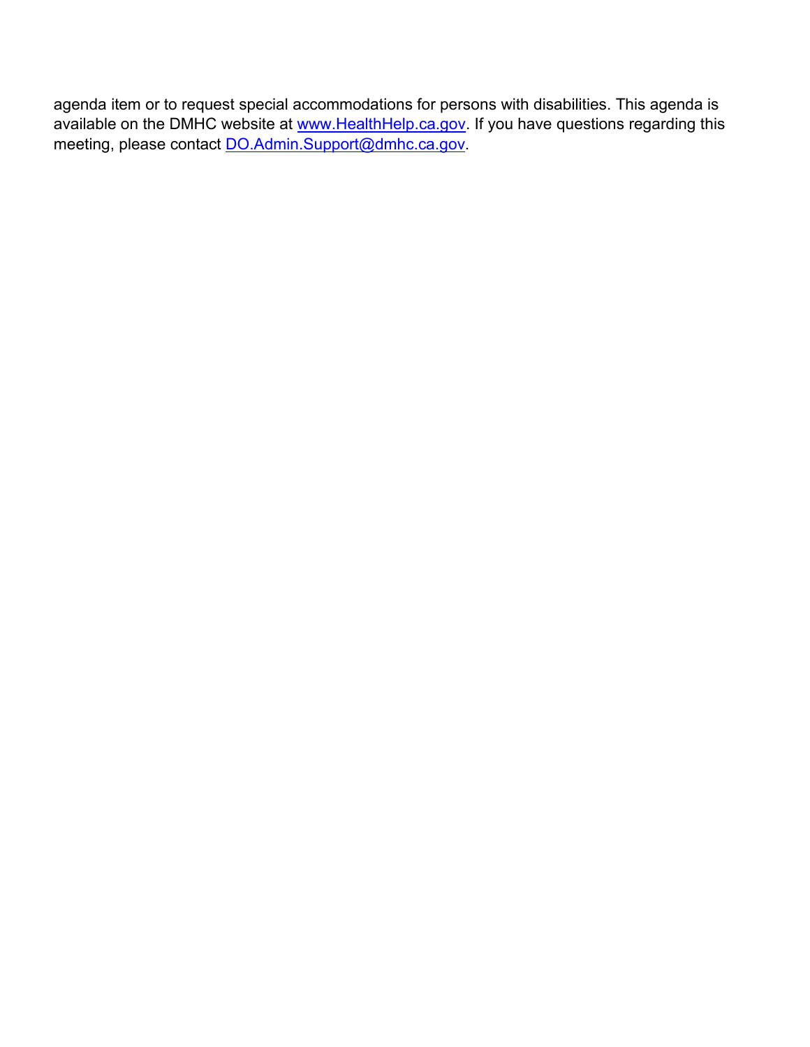agenda item or to request special accommodations for persons with disabilities. This agenda is available on the DMHC website at [www.HealthHelp.ca.gov](http://www.HealthHelp.ca.gov). If you have questions regarding this meeting, please contact [DO.Admin.Support@dmhc.ca.gov](mailto:DO.Admin.Support@dmhc.ca.gov).